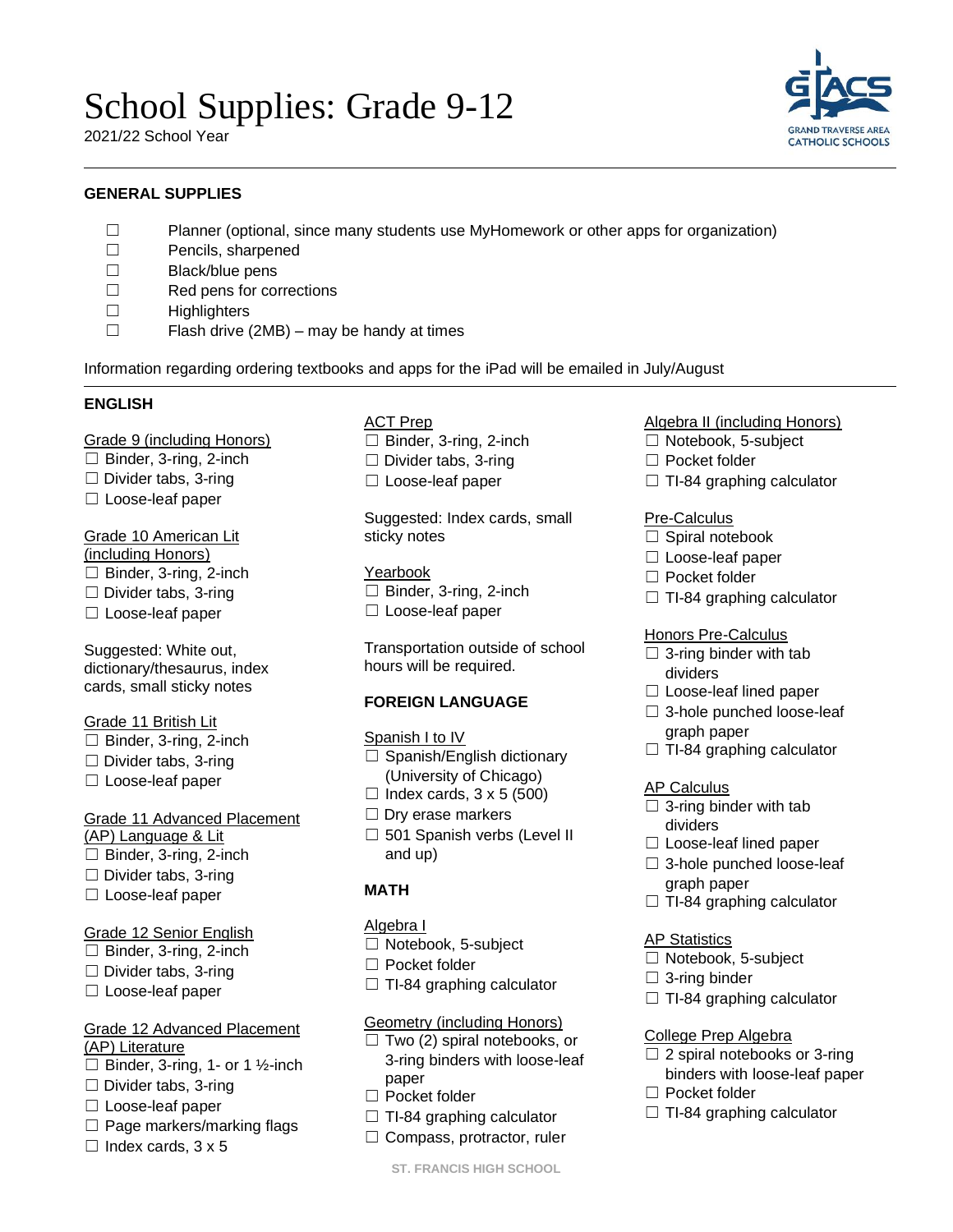# School Supplies: Grade 9-12

2021/22 School Year

GRAND TRAVERSE AREA CATHOLIC SCHOOLS

## GENERAL SUPPLIES

- ☐ Planner (optional, since many students use MyHomework or other apps for organization)
- ☐ Pencils, sharpened
- ☐ Black/blue pens
- ☐ Red pens for corrections
- ☐ Highlighters
- ☐ Flash drive (2MB) – may be handy at times

Information regarding ordering textbooks and apps for the iPad will be emailed in July/August

## ENGLISH

Grade 9 (including Honors)

- ☐ Binder, 3-ring, 2-inch
- ☐ Divider tabs, 3-ring
- ☐ Loose-leaf paper

Grade 10 American Lit (including Honors)

- ☐ Binder, 3-ring, 2-inch
- ☐ Divider tabs, 3-ring
- ☐ Loose-leaf paper

Suggested: White out, dictionary/thesaurus, index cards, small sticky notes

Grade 11 British Lit

- ☐ Binder, 3-ring, 2-inch
- ☐ Divider tabs, 3-ring
- ☐ Loose-leaf paper

Grade 11 Advanced Placement (AP) Language & Lit

- ☐ Binder, 3-ring, 2-inch
- ☐ Divider tabs, 3-ring
- ☐ Loose-leaf paper

Grade 12 Senior English

- ☐ Binder, 3-ring, 2-inch
- ☐ Divider tabs, 3-ring
- ☐ Loose-leaf paper

Grade 12 Advanced Placement (AP) Literature

- ☐ Binder, 3-ring, 1- or 1 ½-inch
- ☐ Divider tabs, 3-ring
- ☐ Loose-leaf paper
- ☐ Page markers/marking flags
- ☐ Index cards, 3 x 5

ACT Prep

- ☐ Binder, 3-ring, 2-inch
- ☐ Divider tabs, 3-ring
- ☐ Loose-leaf paper

Suggested: Index cards, small sticky notes

Yearbook

- ☐ Binder, 3-ring, 2-inch
- ☐ Loose-leaf paper

Transportation outside of school hours will be required.

## FOREIGN LANGUAGE

Spanish I to IV

- ☐ Spanish/English dictionary (University of Chicago)
- ☐ Index cards, 3 x 5 (500)
- ☐ Dry erase markers
- ☐ 501 Spanish verbs (Level II and up)

## MATH

Algebra I

- ☐ Notebook, 5-subject
- ☐ Pocket folder
- ☐ TI-84 graphing calculator

Geometry (including Honors)

- ☐ Two (2) spiral notebooks, or 3-ring binders with loose-leaf paper
- ☐ Pocket folder
- ☐ TI-84 graphing calculator
- ☐ Compass, protractor, ruler

Algebra II (including Honors)

- ☐ Notebook, 5-subject
- ☐ Pocket folder
- ☐ TI-84 graphing calculator

Pre-Calculus

- ☐ Spiral notebook
- ☐ Loose-leaf paper
- ☐ Pocket folder
- ☐ TI-84 graphing calculator

Honors Pre-Calculus

- ☐ 3-ring binder with tab dividers
- ☐ Loose-leaf lined paper
- ☐ 3-hole punched loose-leaf graph paper
- ☐ TI-84 graphing calculator

AP Calculus

- ☐ 3-ring binder with tab dividers
- ☐ Loose-leaf lined paper
- ☐ 3-hole punched loose-leaf graph paper
- ☐ TI-84 graphing calculator

AP Statistics

- ☐ Notebook, 5-subject
- ☐ 3-ring binder
- ☐ TI-84 graphing calculator

College Prep Algebra

- ☐ 2 spiral notebooks or 3-ring binders with loose-leaf paper
- ☐ Pocket folder
- ☐ TI-84 graphing calculator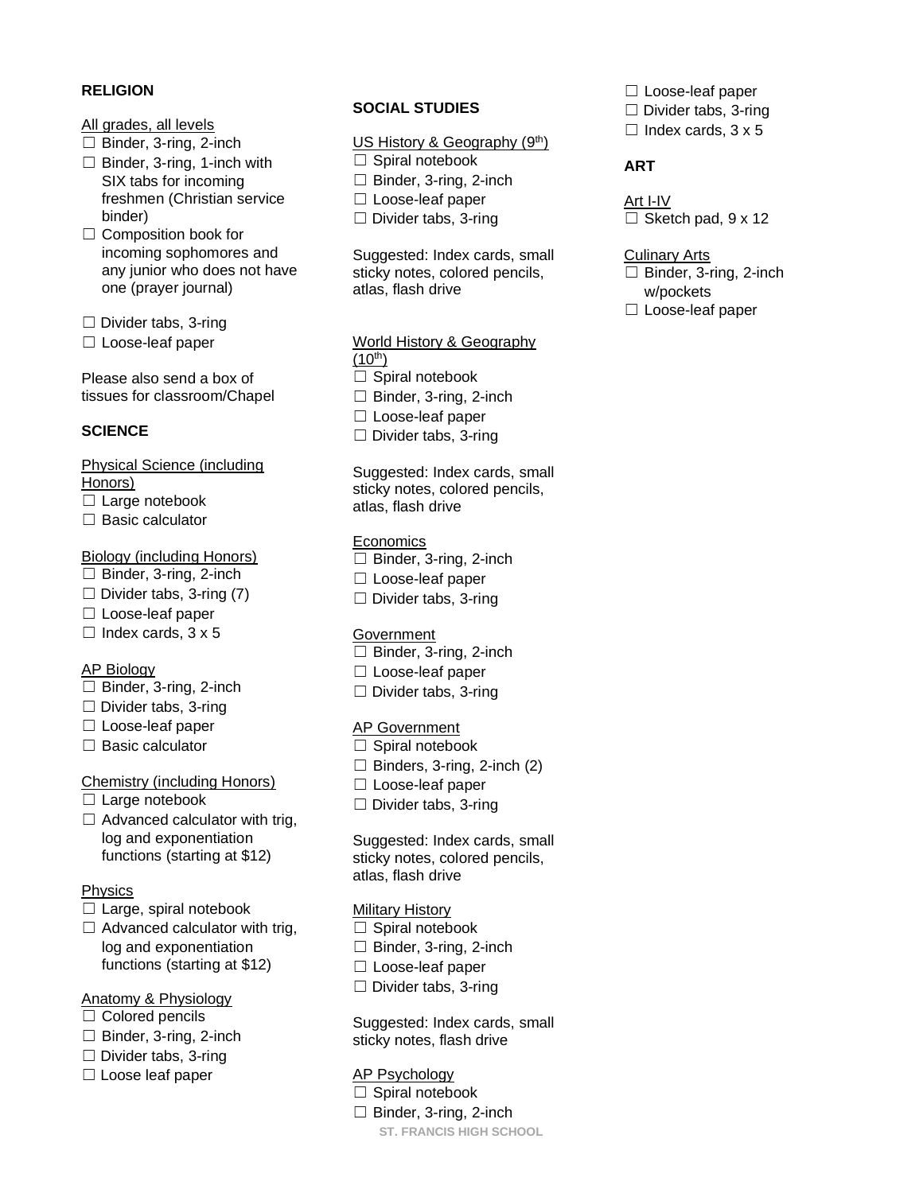## RELIGION

All grades, all levels

- ☐ Binder, 3-ring, 2-inch
- ☐ Binder, 3-ring, 1-inch with SIX tabs for incoming freshmen (Christian service binder)
- ☐ Composition book for incoming sophomores and any junior who does not have one (prayer journal)
- ☐ Divider tabs, 3-ring
- ☐ Loose-leaf paper

Please also send a box of tissues for classroom/Chapel

## SCIENCE

Physical Science (including Honors)

- ☐ Large notebook
- ☐ Basic calculator

Biology (including Honors)

- ☐ Binder, 3-ring, 2-inch
- ☐ Divider tabs, 3-ring (7)
- ☐ Loose-leaf paper
- ☐ Index cards, 3 x 5

AP Biology

- ☐ Binder, 3-ring, 2-inch
- ☐ Divider tabs, 3-ring
- ☐ Loose-leaf paper
- ☐ Basic calculator

Chemistry (including Honors)

- ☐ Large notebook
- ☐ Advanced calculator with trig, log and exponentiation functions (starting at $12)

Physics

- ☐ Large, spiral notebook
- ☐ Advanced calculator with trig, log and exponentiation functions (starting at $12)

Anatomy & Physiology

- ☐ Colored pencils
- ☐ Binder, 3-ring, 2-inch
- ☐ Divider tabs, 3-ring
- ☐ Loose leaf paper

## SOCIAL STUDIES

US History & Geography (9th)

- ☐ Spiral notebook
- ☐ Binder, 3-ring, 2-inch
- ☐ Loose-leaf paper
- ☐ Divider tabs, 3-ring

Suggested: Index cards, small sticky notes, colored pencils, atlas, flash drive

World History & Geography (10th)

- ☐ Spiral notebook
- ☐ Binder, 3-ring, 2-inch
- ☐ Loose-leaf paper
- ☐ Divider tabs, 3-ring

Suggested: Index cards, small sticky notes, colored pencils, atlas, flash drive

Economics

- ☐ Binder, 3-ring, 2-inch
- ☐ Loose-leaf paper
- ☐ Divider tabs, 3-ring

Government

- ☐ Binder, 3-ring, 2-inch
- ☐ Loose-leaf paper
- ☐ Divider tabs, 3-ring

AP Government

- ☐ Spiral notebook
- ☐ Binders, 3-ring, 2-inch (2)
- ☐ Loose-leaf paper
- ☐ Divider tabs, 3-ring

Suggested: Index cards, small sticky notes, colored pencils, atlas, flash drive

Military History

- ☐ Spiral notebook
- ☐ Binder, 3-ring, 2-inch
- ☐ Loose-leaf paper
- ☐ Divider tabs, 3-ring

Suggested: Index cards, small sticky notes, flash drive

AP Psychology

- ☐ Spiral notebook
- ☐ Binder, 3-ring, 2-inch
- ☐ Loose-leaf paper
- ☐ Divider tabs, 3-ring
- ☐ Index cards, 3 x 5

## ART

Art I-IV

- ☐ Sketch pad, 9 x 12

Culinary Arts

- ☐ Binder, 3-ring, 2-inch w/pockets
- ☐ Loose-leaf paper